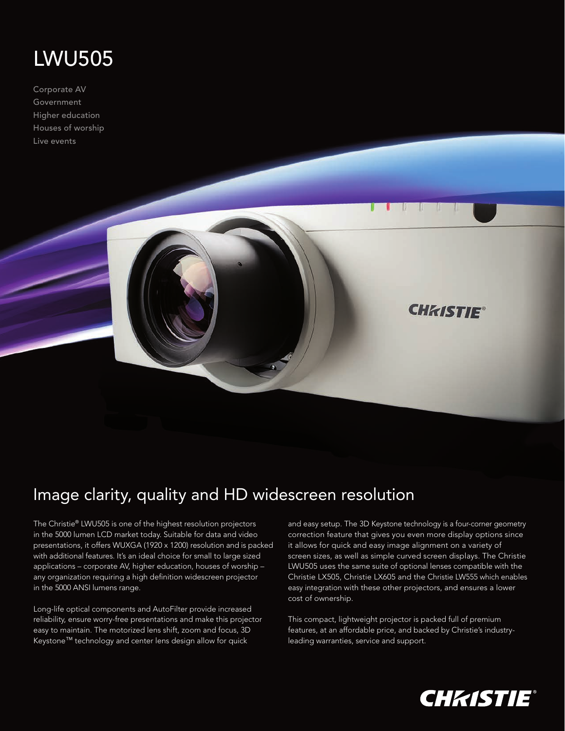# LWU505

Corporate AV
Government
Higher education
Houses of worship
Live events

## Image clarity, quality and HD widescreen resolution

The Christie® LWU505 is one of the highest resolution projectors in the 5000 lumen LCD market today. Suitable for data and video presentations, it offers WUXGA (1920 x 1200) resolution and is packed with additional features. It's an ideal choice for small to large sized applications – corporate AV, higher education, houses of worship – any organization requiring a high definition widescreen projector in the 5000 ANSI lumens range.

Long-life optical components and AutoFilter provide increased reliability, ensure worry-free presentations and make this projector easy to maintain. The motorized lens shift, zoom and focus, 3D Keystone™ technology and center lens design allow for quick and easy setup. The 3D Keystone technology is a four-corner geometry correction feature that gives you even more display options since it allows for quick and easy image alignment on a variety of screen sizes, as well as simple curved screen displays. The Christie LWU505 uses the same suite of optional lenses compatible with the Christie LX505, Christie LX605 and the Christie LW555 which enables easy integration with these other projectors, and ensures a lower cost of ownership.

This compact, lightweight projector is packed full of premium features, at an affordable price, and backed by Christie's industry-leading warranties, service and support.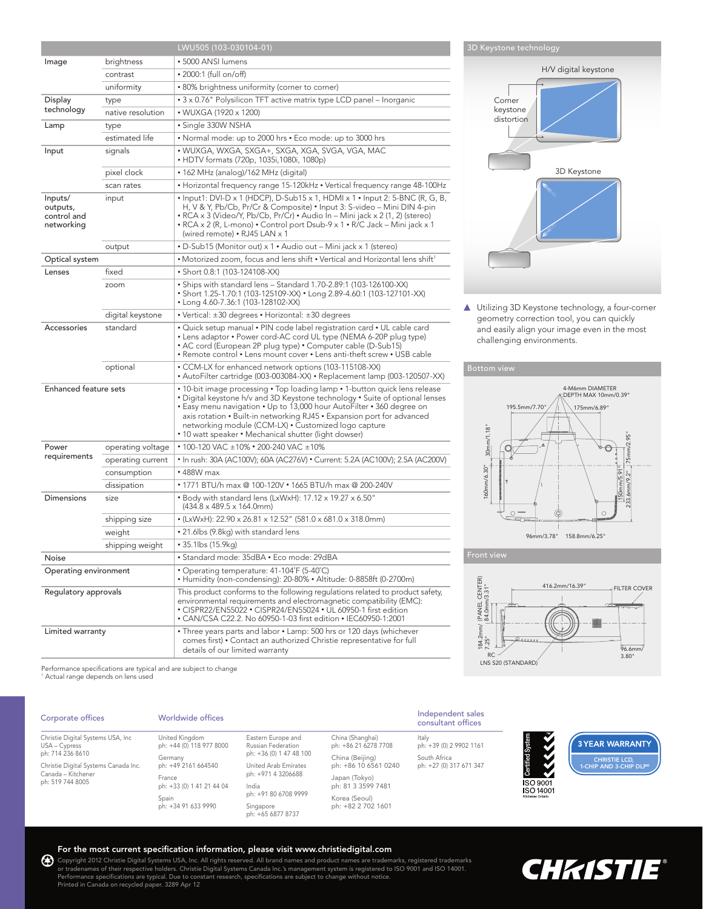| LWU505 (103-030104-01) | | |
|---|---|---|
| Image | brightness | • 5000 ANSI lumens |
| | contrast | • 2000:1 (full on/off) |
| | uniformity | • 80% brightness uniformity (corner to corner) |
| Display technology | type | • 3 x 0.76" Polysilicon TFT active matrix type LCD panel – Inorganic |
| | native resolution | • WUXGA (1920 x 1200) |
| Lamp | type | • Single 330W NSHA |
| | estimated life | • Normal mode: up to 2000 hrs • Eco mode: up to 3000 hrs |
| Input | signals | • WUXGA, WXGA, SXGA+, SXGA, XGA, SVGA, VGA, MAC • HDTV formats (720p, 1035i,1080i, 1080p) |
| | pixel clock | • 162 MHz (analog)/162 MHz (digital) |
| | scan rates | • Horizontal frequency range 15-120kHz • Vertical frequency range 48-100Hz |
| Inputs/ outputs, control and networking | input | • Input1: DVI-D x 1 (HDCP), D-Sub15 x 1, HDMI x 1 • Input 2: 5-BNC (R, G, B, H, V & Y, Pb/Cb, Pr/Cr & Composite) • Input 3: S-video – Mini DIN 4-pin • RCA x 3 (Video/Y, Pb/Cb, Pr/Cr) • Audio In – Mini jack x 2 (1, 2) (stereo) • RCA x 2 (R, L-mono) • Control port Dsub-9 x 1 • R/C Jack – Mini jack x 1 (wired remote) • RJ45 LAN x 1 |
| | output | • D-Sub15 (Monitor out) x 1 • Audio out – Mini jack x 1 (stereo) |
| Optical system | | • Motorized zoom, focus and lens shift • Vertical and Horizontal lens shift[1] |
| Lenses | fixed | • Short 0.8:1 (103-124108-XX) |
| | zoom | • Ships with standard lens – Standard 1.70-2.89:1 (103-126100-XX) • Short 1.25-1.70:1 (103-125109-XX) • Long 2.89-4.60:1 (103-127101-XX) • Long 4.60-7.36:1 (103-128102-XX) |
| | digital keystone | • Vertical: ±30 degrees • Horizontal: ±30 degrees |
| Accessories | standard | • Quick setup manual • PIN code label registration card • UL cable card • Lens adaptor • Power cord-AC cord UL type (NEMA 6-20P plug type) • AC cord (European 2P plug type) • Computer cable (D-Sub15) • Remote control • Lens mount cover • Lens anti-theft screw • USB cable |
| | optional | • CCM-LX for enhanced network options (103-115108-XX) • AutoFilter cartridge (003-003084-XX) • Replacement lamp (003-120507-XX) |
| Enhanced feature sets | | • 10-bit image processing • Top loading lamp • 1-button quick lens release • Digital keystone h/v and 3D Keystone technology • Suite of optional lenses • Easy menu navigation • Up to 13,000 hour AutoFilter • 360 degree on axis rotation • Built-in networking RJ45 • Expansion port for advanced networking module (CCM-LX) • Customized logo capture • 10 watt speaker • Mechanical shutter (light dowser) |
| Power requirements | operating voltage | • 100-120 VAC ±10% • 200-240 VAC ±10% |
| | operating current | • In rush: 30A (AC100V); 60A (AC276V) • Current: 5.2A (AC100V); 2.5A (AC200V) |
| | consumption | • 488W max |
| | dissipation | • 1771 BTU/h max @ 100-120V • 1665 BTU/h max @ 200-240V |
| Dimensions | size | • Body with standard lens (LxWxH): 17.12 x 19.27 x 6.50" (434.8 x 489.5 x 164.0mm) |
| | shipping size | • (LxWxH): 22.90 x 26.81 x 12.52" (581.0 x 681.0 x 318.0mm) |
| | weight | • 21.6lbs (9.8kg) with standard lens |
| | shipping weight | • 35.1lbs (15.9kg) |
| Noise | | • Standard mode: 35dBA • Eco mode: 29dBA |
| Operating environment | | • Operating temperature: 41-104°F (5-40°C) • Humidity (non-condensing): 20-80% • Altitude: 0-8858ft (0-2700m) |
| Regulatory approvals | | This product conforms to the following regulations related to product safety, environmental requirements and electromagnetic compatibility (EMC): • CISPR22/EN55022 • CISPR24/EN55024 • UL 60950-1 first edition • CAN/CSA C22.2. No 60950-1-03 first edition • IEC60950-1:2001 |
| Limited warranty | | • Three years parts and labor • Lamp: 500 hrs or 120 days (whichever comes first) • Contact an authorized Christie representative for full details of our limited warranty |

Performance specifications are typical and are subject to change
[1] Actual range depends on lens used

## 3D Keystone technology

H/V digital keystone

Corner keystone distortion

3D Keystone

▲ Utilizing 3D Keystone technology, a four-corner geometry correction tool, you can quickly and easily align your image even in the most challenging environments.

## Bottom view

4-M6mm DIAMETER
DEPTH MAX 10mm/0.39"
195.5mm/7.70"
175mm/6.89"
30mm/1.18"
75mm/2.95"
160mm/6.30"
150mm/5.91"
233.6mm/9.2"
96mm/3.78"
158.8mm/6.25"

## Front view

416.2mm/16.39"
FILTER COVER
184.2mm/7.25" (PANEL CENTER)
84.0mm/3.31"
96.6mm/3.80"
RC
LNS S20 (STANDARD)

### Corporate offices

Christie Digital Systems USA, Inc
USA – Cypress
ph: 714 236 8610

Christie Digital Systems Canada Inc.
Canada – Kitchener
ph: 519 744 8005

### Worldwide offices

United Kingdom
ph: +44 (0) 118 977 8000

Germany
ph: +49 2161 664540

France
ph: +33 (0) 1 41 21 44 04

Spain
ph: +34 91 633 9990

Eastern Europe and Russian Federation
ph: +36 (0) 1 47 48 100

United Arab Emirates
ph: +971 4 3206688

India
ph: +91 80 6708 9999

Singapore
ph: +65 6877 8737

China (Shanghai)
ph: +86 21 6278 7708

China (Beijing)
ph: +86 10 6561 0240

Japan (Tokyo)
ph: 81 3 3599 7481

Korea (Seoul)
ph: +82 2 702 1601

### Independent sales consultant offices

Italy
ph: +39 (0) 2 9902 1161

South Africa
ph: +27 (0) 317 671 347

Certified System ISO 9001 ISO 14001 Kitchener, Ontario

3 YEAR WARRANTY
CHRISTIE LCD, 1-CHIP AND 3-CHIP DLP®

**For the most current specification information, please visit www.christiedigital.com**

Copyright 2012 Christie Digital Systems USA, Inc. All rights reserved. All brand names and product names are trademarks, registered trademarks or tradenames of their respective holders. Christie Digital Systems Canada Inc.'s management system is registered to ISO 9001 and ISO 14001. Performance specifications are typical. Due to constant research, specifications are subject to change without notice.
Printed in Canada on recycled paper. 3289 Apr 12

CHRISTIE®